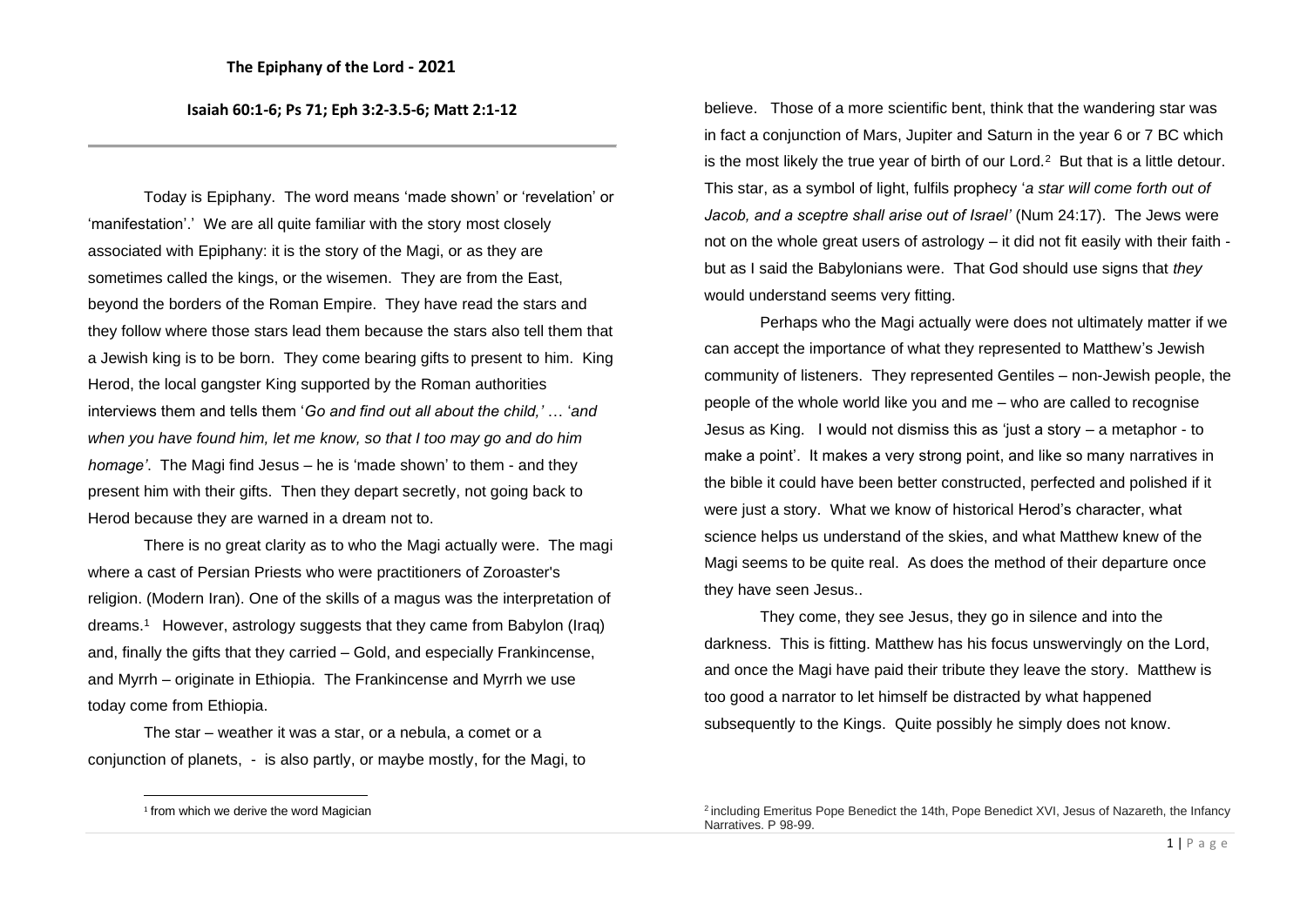**The Epiphany of the Lord - 2021**

**Isaiah 60:1-6; Ps 71; Eph 3:2-3.5-6; Matt 2:1-12**

---

Today is Epiphany. The word means 'made shown' or 'revelation' or 'manifestation'.' We are all quite familiar with the story most closely associated with Epiphany: it is the story of the Magi, or as they are sometimes called the kings, or the wisemen. They are from the East, beyond the borders of the Roman Empire. They have read the stars and they follow where those stars lead them because the stars also tell them that a Jewish king is to be born. They come bearing gifts to present to him. King Herod, the local gangster King supported by the Roman authorities interviews them and tells them '*Go and find out all about the child,'* … '*and when you have found him, let me know, so that I too may go and do him homage'*. The Magi find Jesus – he is 'made shown' to them - and they present him with their gifts. Then they depart secretly, not going back to Herod because they are warned in a dream not to.

There is no great clarity as to who the Magi actually were. The magi where a cast of Persian Priests who were practitioners of Zoroaster's religion. (Modern Iran). One of the skills of a magus was the interpretation of dreams.[1] However, astrology suggests that they came from Babylon (Iraq) and, finally the gifts that they carried – Gold, and especially Frankincense, and Myrrh – originate in Ethiopia. The Frankincense and Myrrh we use today come from Ethiopia.

The star – weather it was a star, or a nebula, a comet or a conjunction of planets, - is also partly, or maybe mostly, for the Magi, to believe. Those of a more scientific bent, think that the wandering star was in fact a conjunction of Mars, Jupiter and Saturn in the year 6 or 7 BC which is the most likely the true year of birth of our Lord.[2] But that is a little detour. This star, as a symbol of light, fulfils prophecy '*a star will come forth out of Jacob, and a sceptre shall arise out of Israel'* (Num 24:17). The Jews were not on the whole great users of astrology – it did not fit easily with their faith - but as I said the Babylonians were. That God should use signs that *they* would understand seems very fitting.

Perhaps who the Magi actually were does not ultimately matter if we can accept the importance of what they represented to Matthew's Jewish community of listeners. They represented Gentiles – non-Jewish people, the people of the whole world like you and me – who are called to recognise Jesus as King. I would not dismiss this as 'just a story – a metaphor - to make a point'. It makes a very strong point, and like so many narratives in the bible it could have been better constructed, perfected and polished if it were just a story. What we know of historical Herod's character, what science helps us understand of the skies, and what Matthew knew of the Magi seems to be quite real. As does the method of their departure once they have seen Jesus..

They come, they see Jesus, they go in silence and into the darkness. This is fitting. Matthew has his focus unswervingly on the Lord, and once the Magi have paid their tribute they leave the story. Matthew is too good a narrator to let himself be distracted by what happened subsequently to the Kings. Quite possibly he simply does not know.

---

[1] from which we derive the word Magician

[2] including Emeritus Pope Benedict the 14th, Pope Benedict XVI, Jesus of Nazareth, the Infancy Narratives. P 98-99.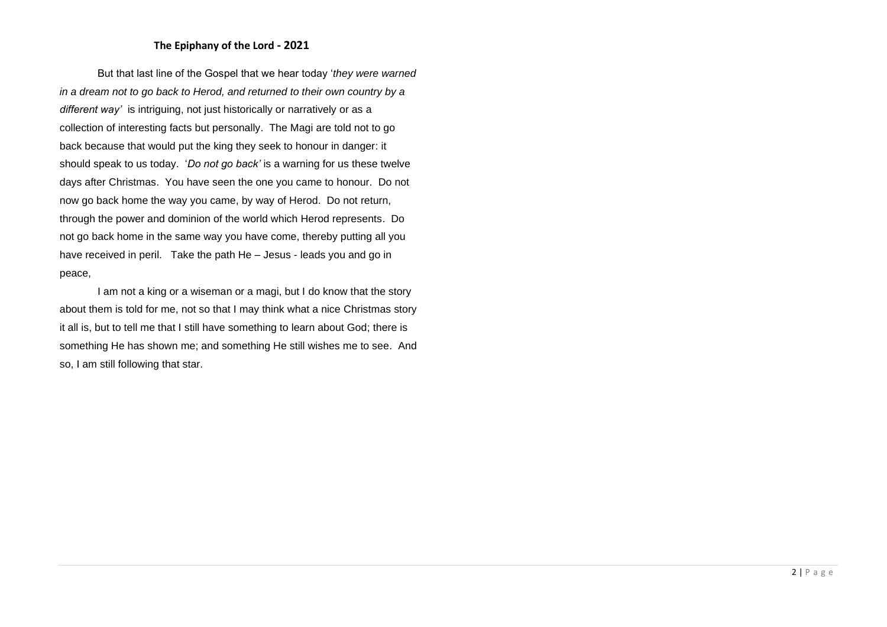**The Epiphany of the Lord - 2021**

But that last line of the Gospel that we hear today '*they were warned in a dream not to go back to Herod, and returned to their own country by a different way'* is intriguing, not just historically or narratively or as a collection of interesting facts but personally. The Magi are told not to go back because that would put the king they seek to honour in danger: it should speak to us today. '*Do not go back'* is a warning for us these twelve days after Christmas. You have seen the one you came to honour. Do not now go back home the way you came, by way of Herod. Do not return, through the power and dominion of the world which Herod represents. Do not go back home in the same way you have come, thereby putting all you have received in peril. Take the path He – Jesus - leads you and go in peace,

I am not a king or a wiseman or a magi, but I do know that the story about them is told for me, not so that I may think what a nice Christmas story it all is, but to tell me that I still have something to learn about God; there is something He has shown me; and something He still wishes me to see. And so, I am still following that star.